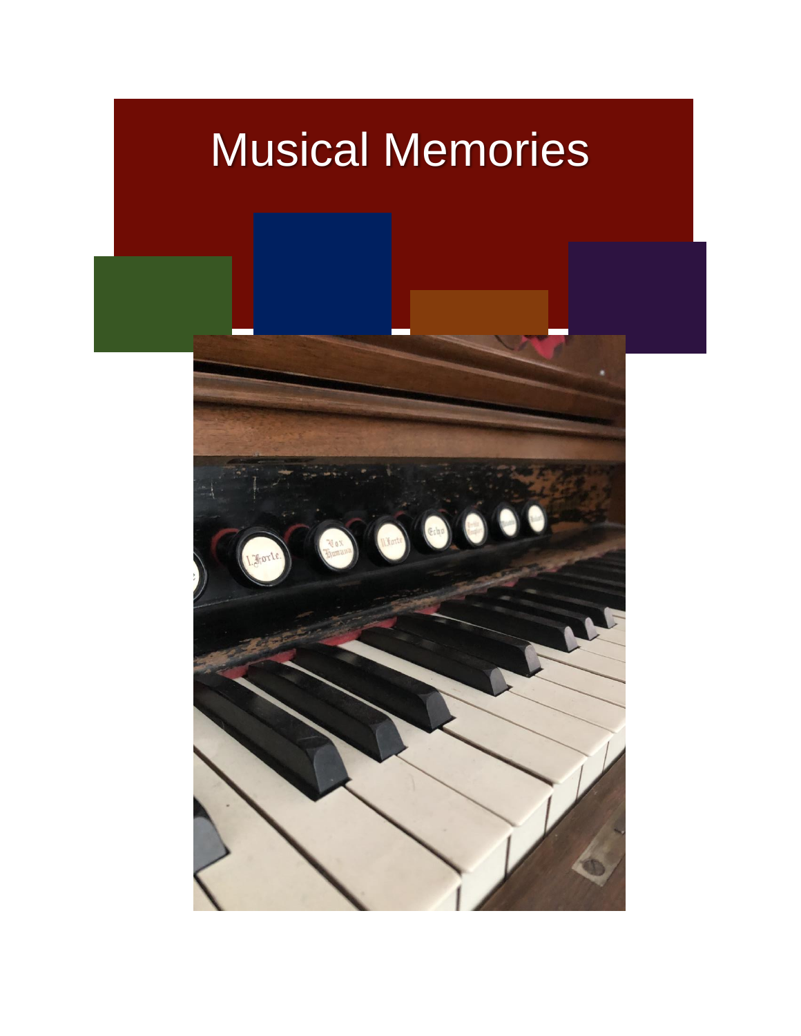# Musical Memories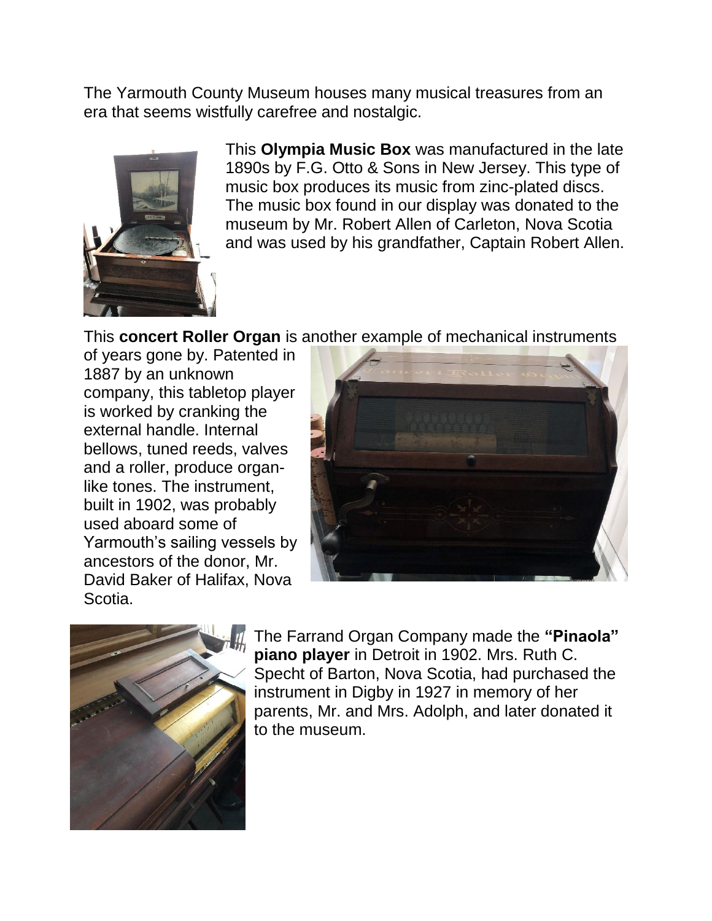The Yarmouth County Museum houses many musical treasures from an era that seems wistfully carefree and nostalgic.

This **Olympia Music Box** was manufactured in the late 1890s by F.G. Otto & Sons in New Jersey. This type of music box produces its music from zinc-plated discs. The music box found in our display was donated to the museum by Mr. Robert Allen of Carleton, Nova Scotia and was used by his grandfather, Captain Robert Allen.

This **concert Roller Organ** is another example of mechanical instruments of years gone by. Patented in 1887 by an unknown company, this tabletop player is worked by cranking the external handle. Internal bellows, tuned reeds, valves and a roller, produce organ-like tones. The instrument, built in 1902, was probably used aboard some of Yarmouth's sailing vessels by ancestors of the donor, Mr. David Baker of Halifax, Nova Scotia.

The Farrand Organ Company made the **"Pinaola" piano player** in Detroit in 1902. Mrs. Ruth C. Specht of Barton, Nova Scotia, had purchased the instrument in Digby in 1927 in memory of her parents, Mr. and Mrs. Adolph, and later donated it to the museum.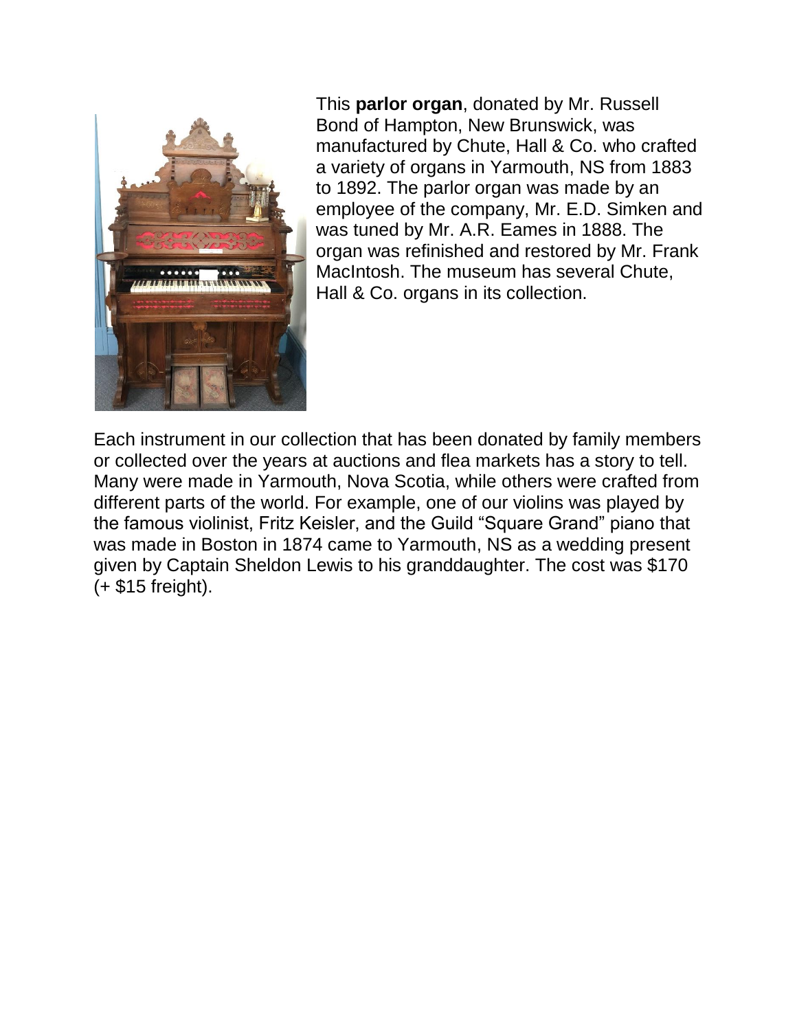This **parlor organ**, donated by Mr. Russell Bond of Hampton, New Brunswick, was manufactured by Chute, Hall & Co. who crafted a variety of organs in Yarmouth, NS from 1883 to 1892. The parlor organ was made by an employee of the company, Mr. E.D. Simken and was tuned by Mr. A.R. Eames in 1888. The organ was refinished and restored by Mr. Frank MacIntosh. The museum has several Chute, Hall & Co. organs in its collection.

Each instrument in our collection that has been donated by family members or collected over the years at auctions and flea markets has a story to tell. Many were made in Yarmouth, Nova Scotia, while others were crafted from different parts of the world. For example, one of our violins was played by the famous violinist, Fritz Keisler, and the Guild "Square Grand" piano that was made in Boston in 1874 came to Yarmouth, NS as a wedding present given by Captain Sheldon Lewis to his granddaughter. The cost was $170 (+ $15 freight).